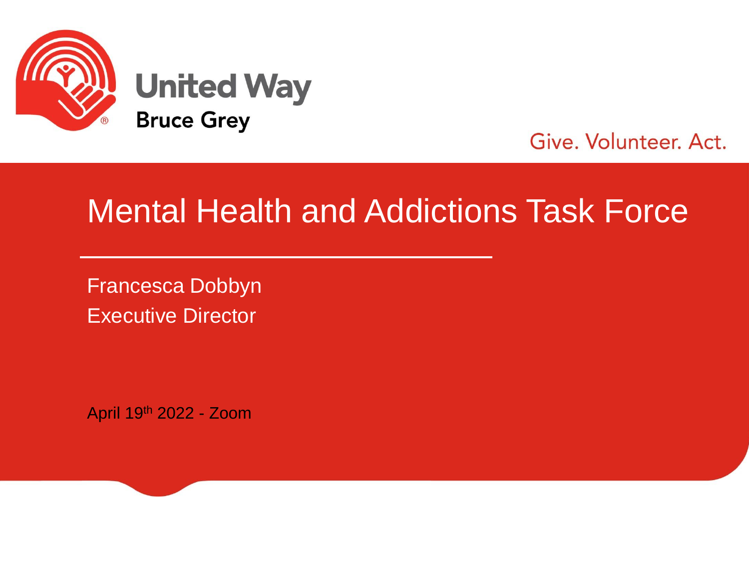United Way

Bruce Grey

Give. Volunteer. Act.

# Mental Health and Addictions Task Force

Francesca Dobbyn

Executive Director

April 19th 2022 - Zoom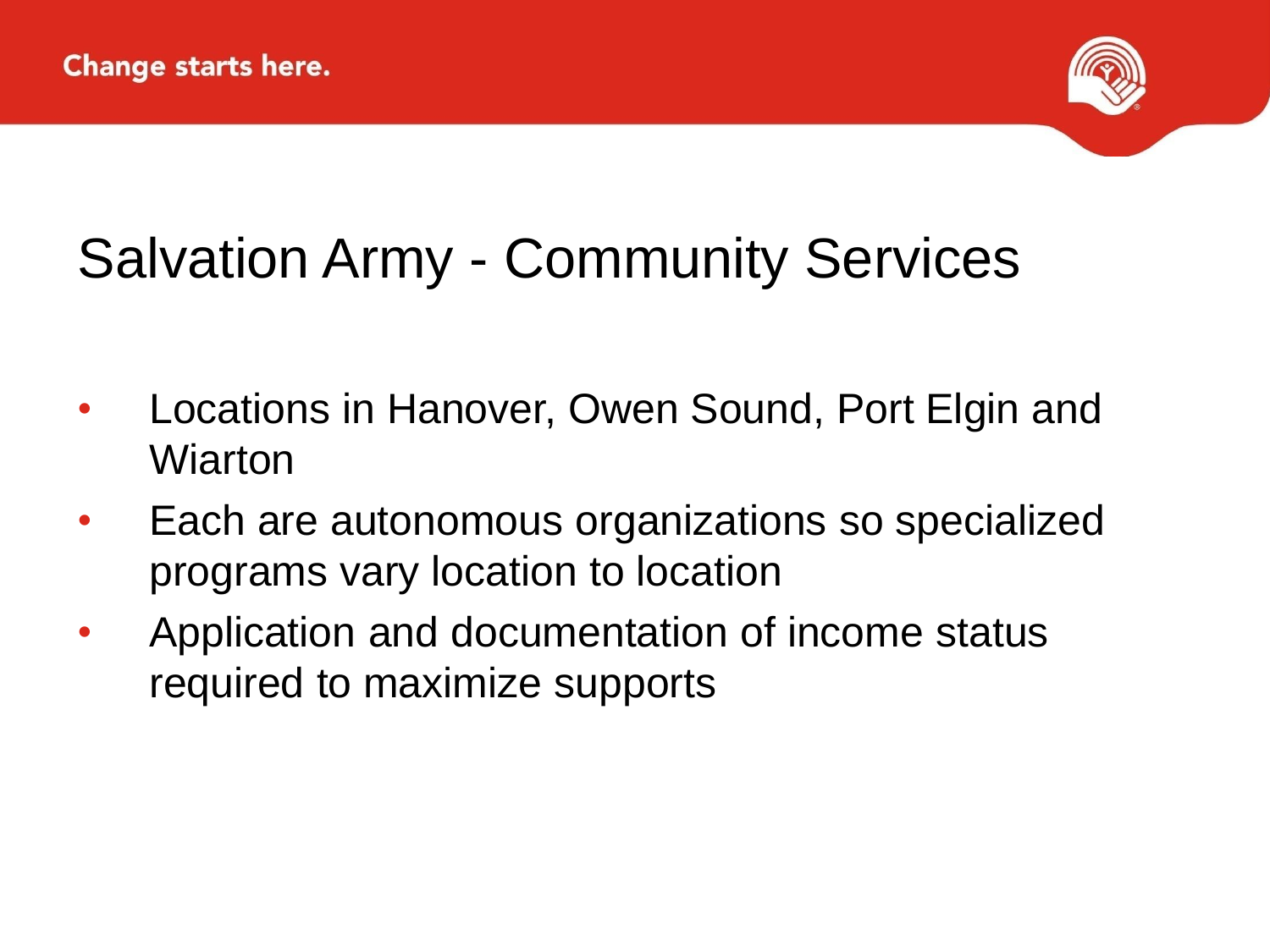# Salvation Army - Community Services

- Locations in Hanover, Owen Sound, Port Elgin and Wiarton
- Each are autonomous organizations so specialized programs vary location to location
- Application and documentation of income status required to maximize supports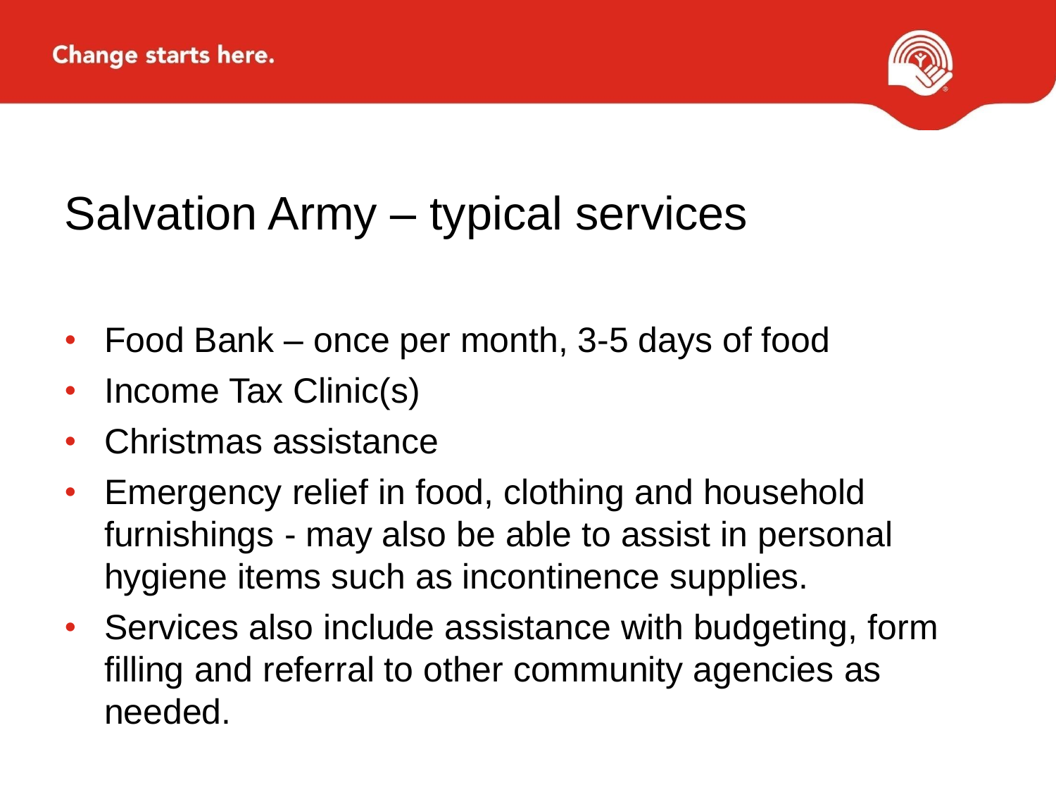# Salvation Army – typical services

- Food Bank – once per month, 3-5 days of food
- Income Tax Clinic(s)
- Christmas assistance
- Emergency relief in food, clothing and household furnishings - may also be able to assist in personal hygiene items such as incontinence supplies.
- Services also include assistance with budgeting, form filling and referral to other community agencies as needed.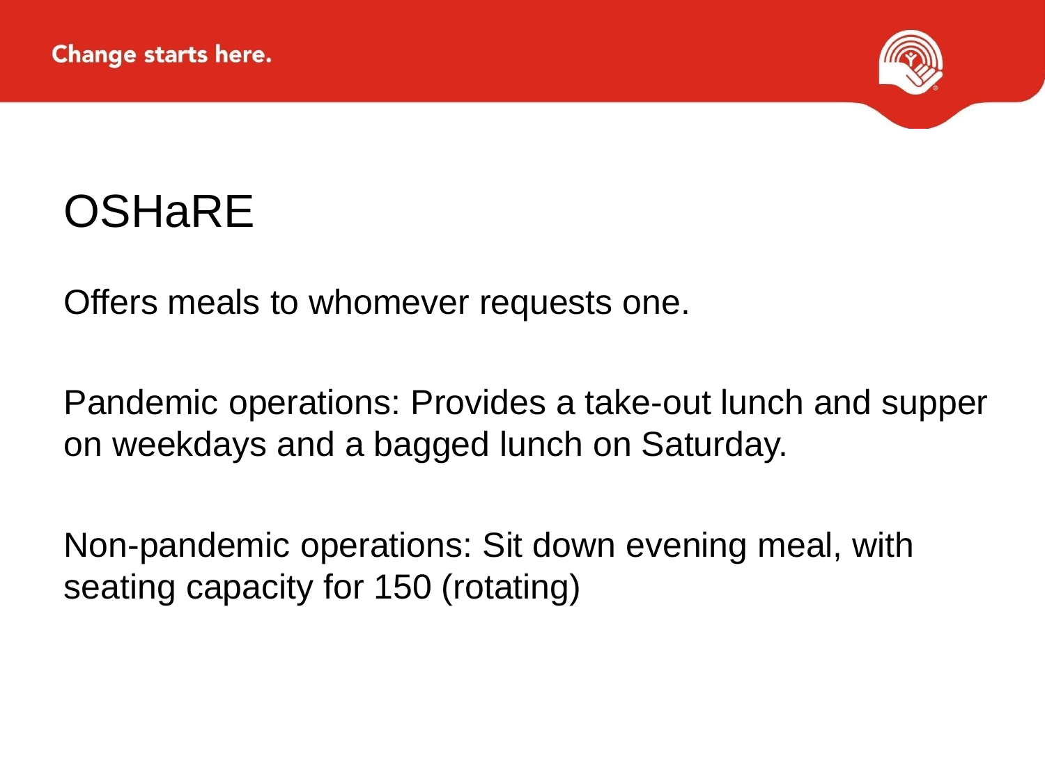# OSHaRE

Offers meals to whomever requests one.

Pandemic operations: Provides a take-out lunch and supper on weekdays and a bagged lunch on Saturday.

Non-pandemic operations: Sit down evening meal, with seating capacity for 150 (rotating)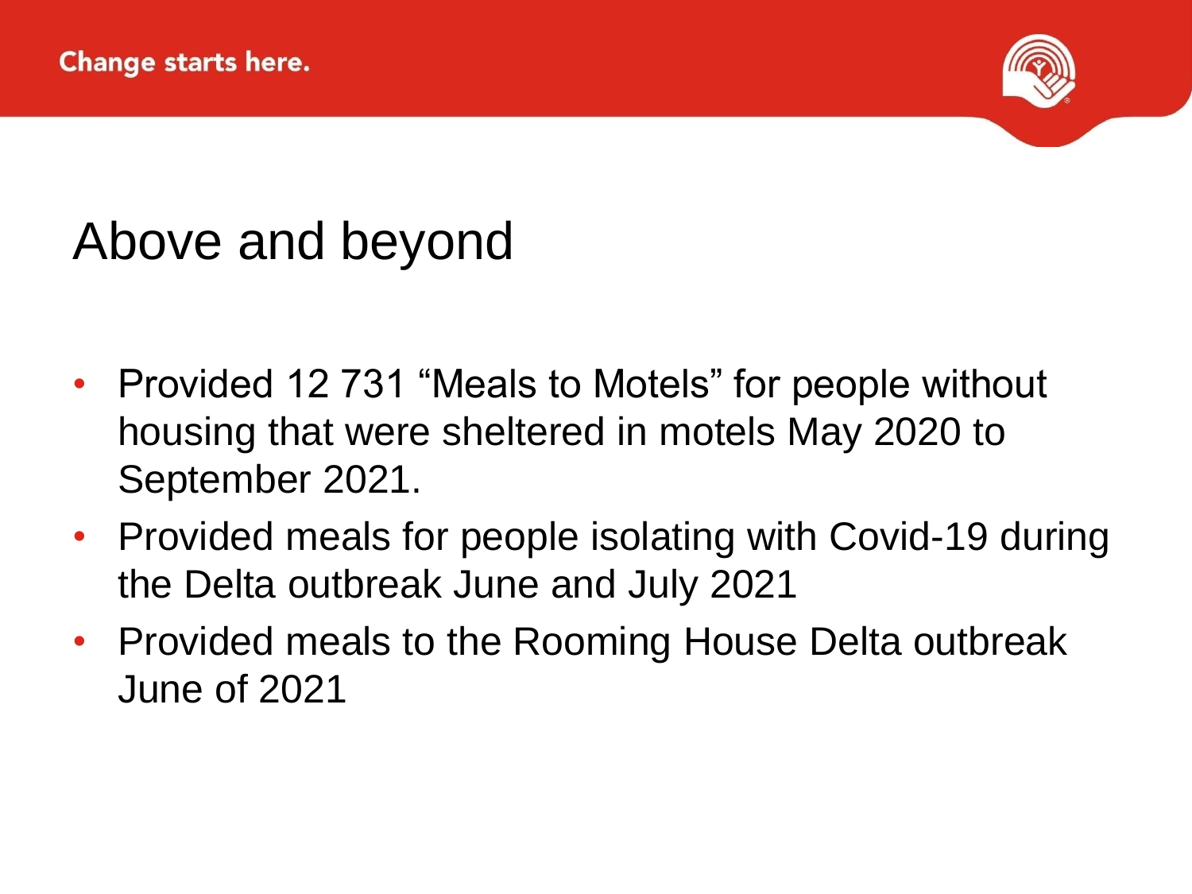# Above and beyond

- Provided 12 731 "Meals to Motels" for people without housing that were sheltered in motels May 2020 to September 2021.
- Provided meals for people isolating with Covid-19 during the Delta outbreak June and July 2021
- Provided meals to the Rooming House Delta outbreak June of 2021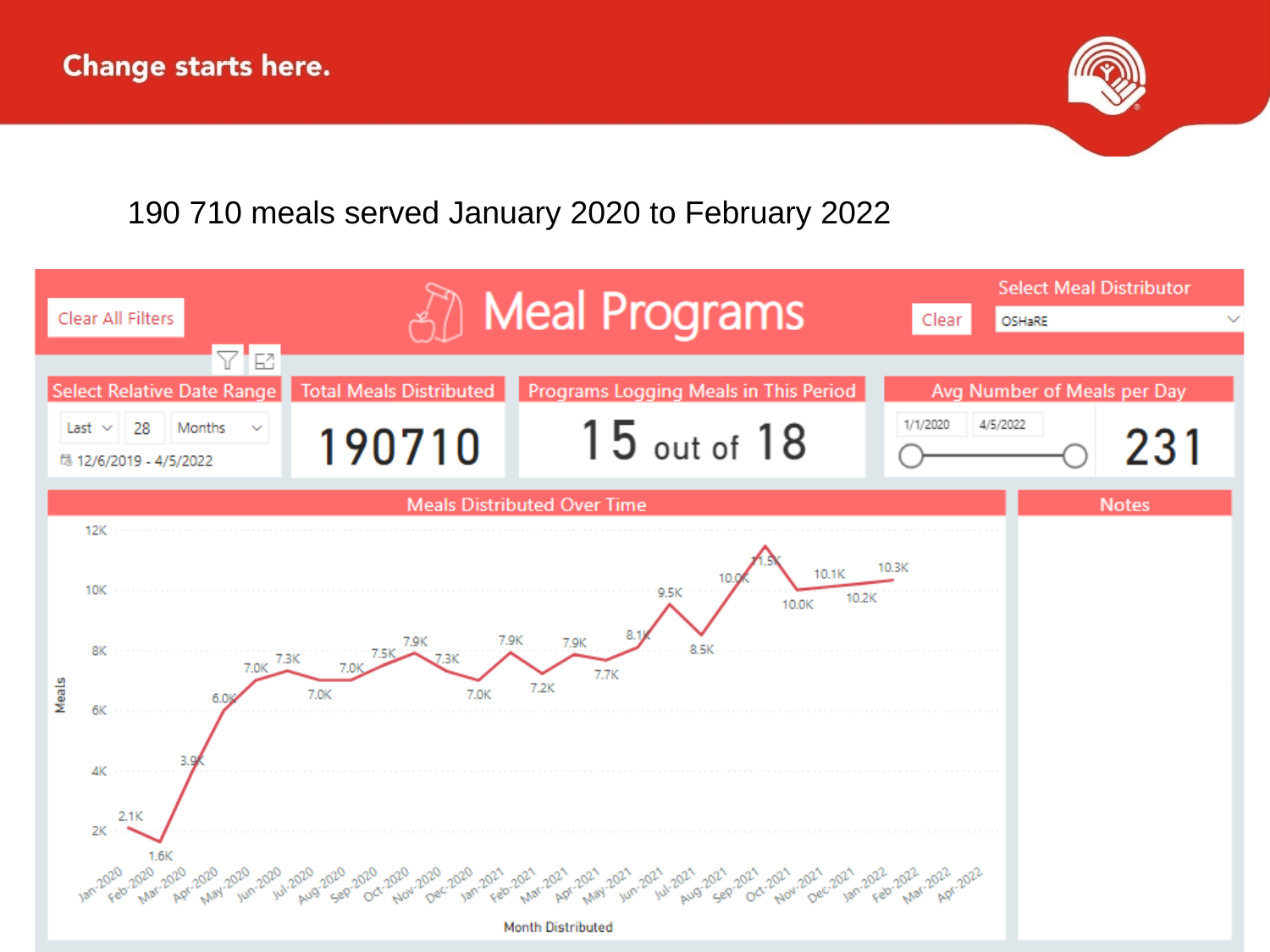Change starts here.

190 710 meals served January 2020 to February 2022

# Meal Programs

Clear All Filters

Clear

Select Meal Distributor: OSHaRE

| Select Relative Date Range | Total Meals Distributed | Programs Logging Meals in This Period | Avg Number of Meals per Day |
|---|---|---|---|
| Last 28 Months (12/6/2019 - 4/5/2022) | 190710 | 15 out of 18 | 231 (1/1/2020 – 4/5/2022) |

## Meals Distributed Over Time

| Month Distributed | Meals |
|---|---|
| Jan-2020 | 2.1K |
| Feb-2020 | 1.6K |
| Mar-2020 | 3.9K |
| Apr-2020 | 6.0K |
| May-2020 | 7.0K |
| Jun-2020 | 7.3K |
| Jul-2020 | 7.0K |
| Aug-2020 | 7.0K |
| Sep-2020 | 7.5K |
| Oct-2020 | 7.9K |
| Nov-2020 | 7.3K |
| Dec-2020 | 7.0K |
| Jan-2021 | 7.9K |
| Feb-2021 | 7.2K |
| Mar-2021 | 7.9K |
| Apr-2021 | 7.7K |
| May-2021 | 8.1K |
| Jun-2021 | 9.5K |
| Jul-2021 | 8.5K |
| Aug-2021 | 10.0K |
| Sep-2021 | 11.5K |
| Oct-2021 | 10.0K |
| Nov-2021 | 10.1K |
| Dec-2021 | 10.2K |
| Jan-2022 | 10.3K |

## Notes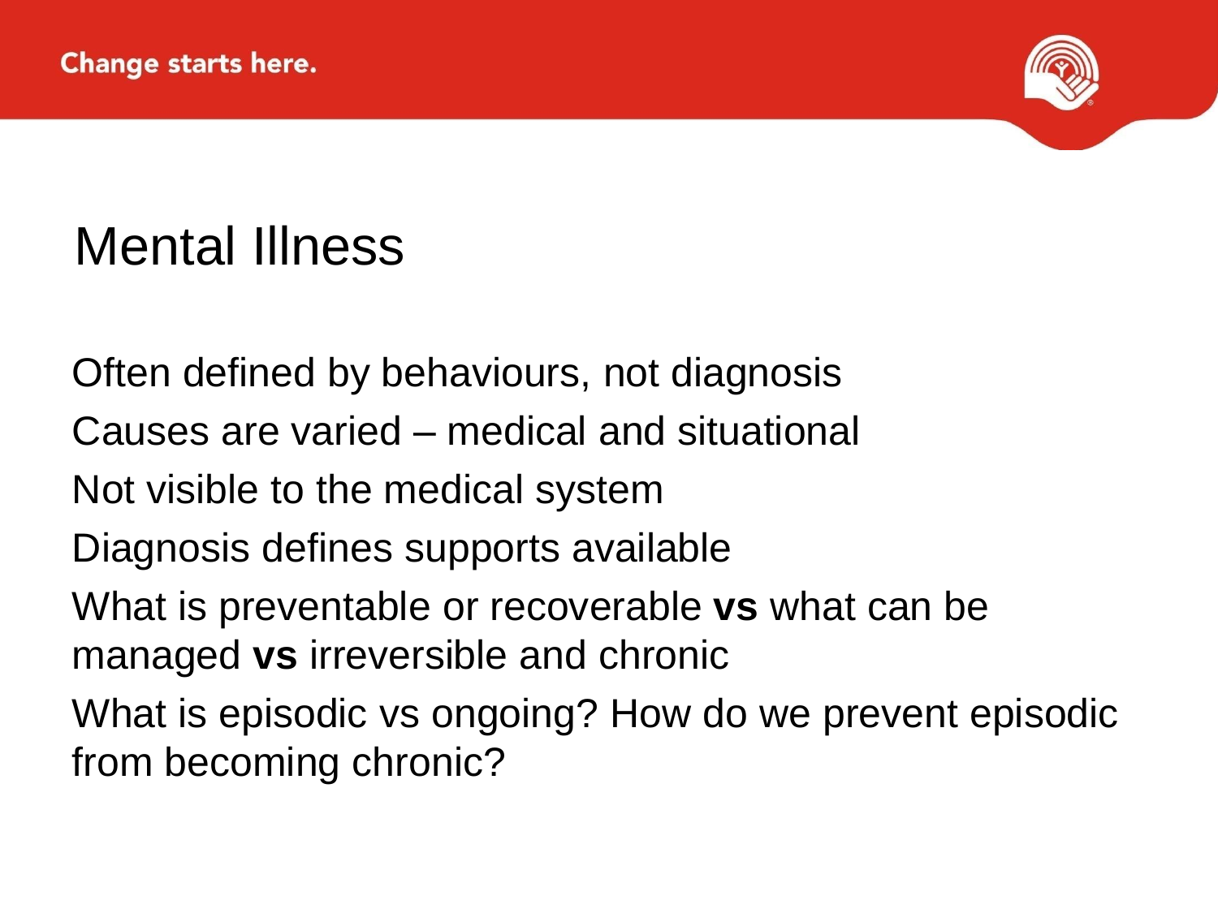# Mental Illness

Often defined by behaviours, not diagnosis

Causes are varied – medical and situational

Not visible to the medical system

Diagnosis defines supports available

What is preventable or recoverable **vs** what can be managed **vs** irreversible and chronic

What is episodic vs ongoing? How do we prevent episodic from becoming chronic?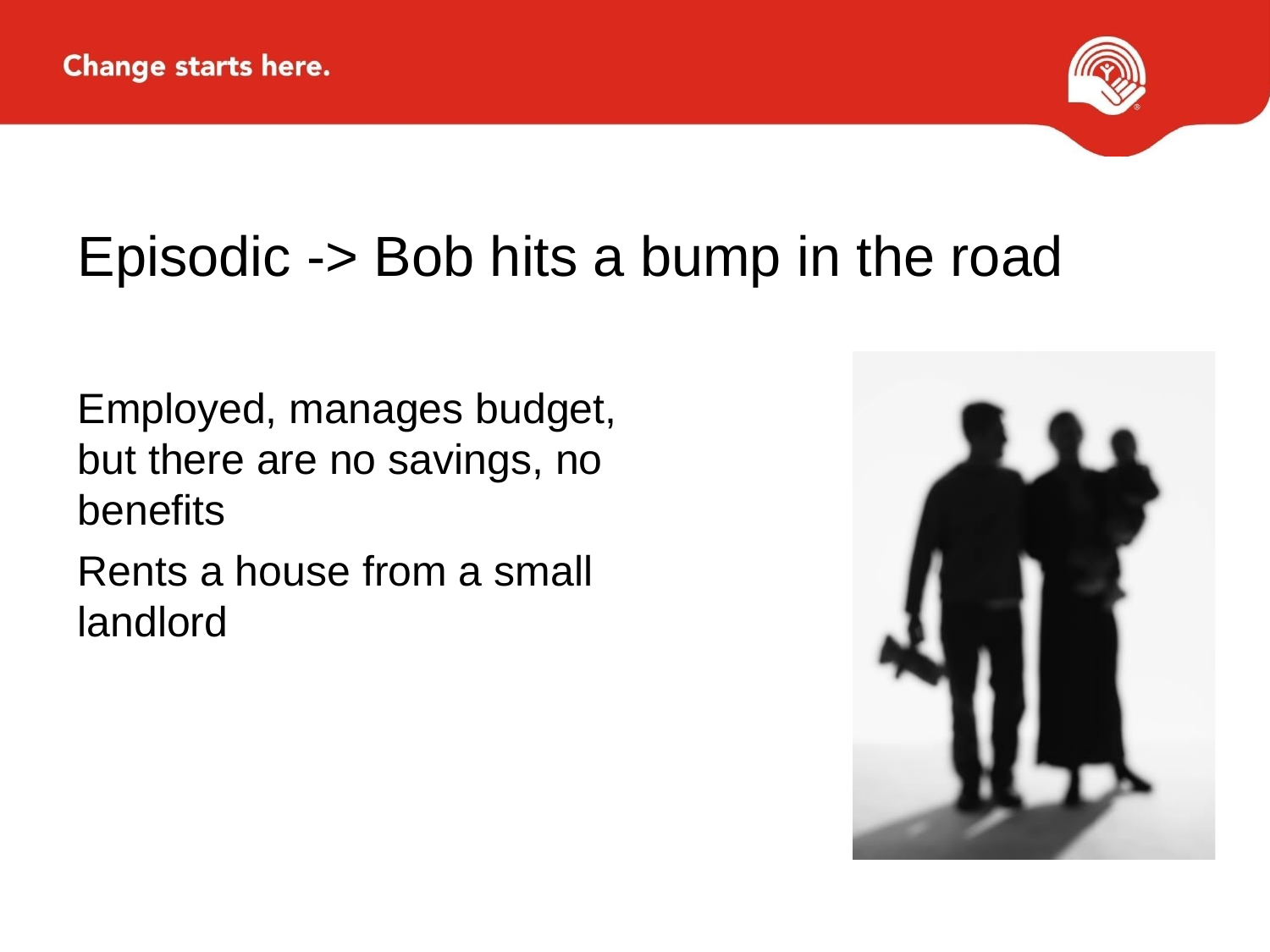# Episodic -> Bob hits a bump in the road

Employed, manages budget, but there are no savings, no benefits

Rents a house from a small landlord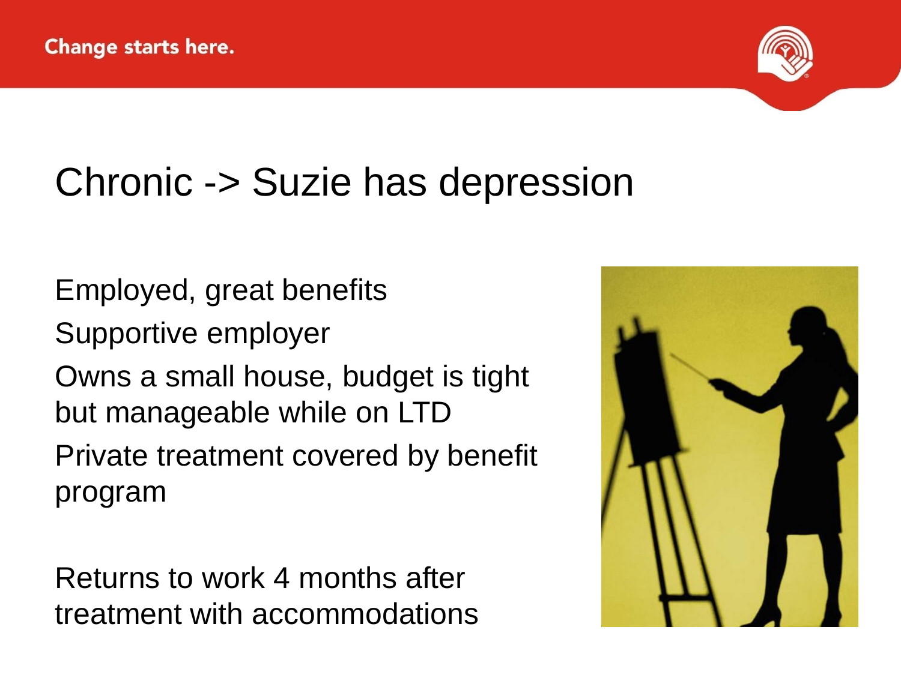# Chronic -> Suzie has depression

Employed, great benefits

Supportive employer

Owns a small house, budget is tight but manageable while on LTD

Private treatment covered by benefit program

Returns to work 4 months after treatment with accommodations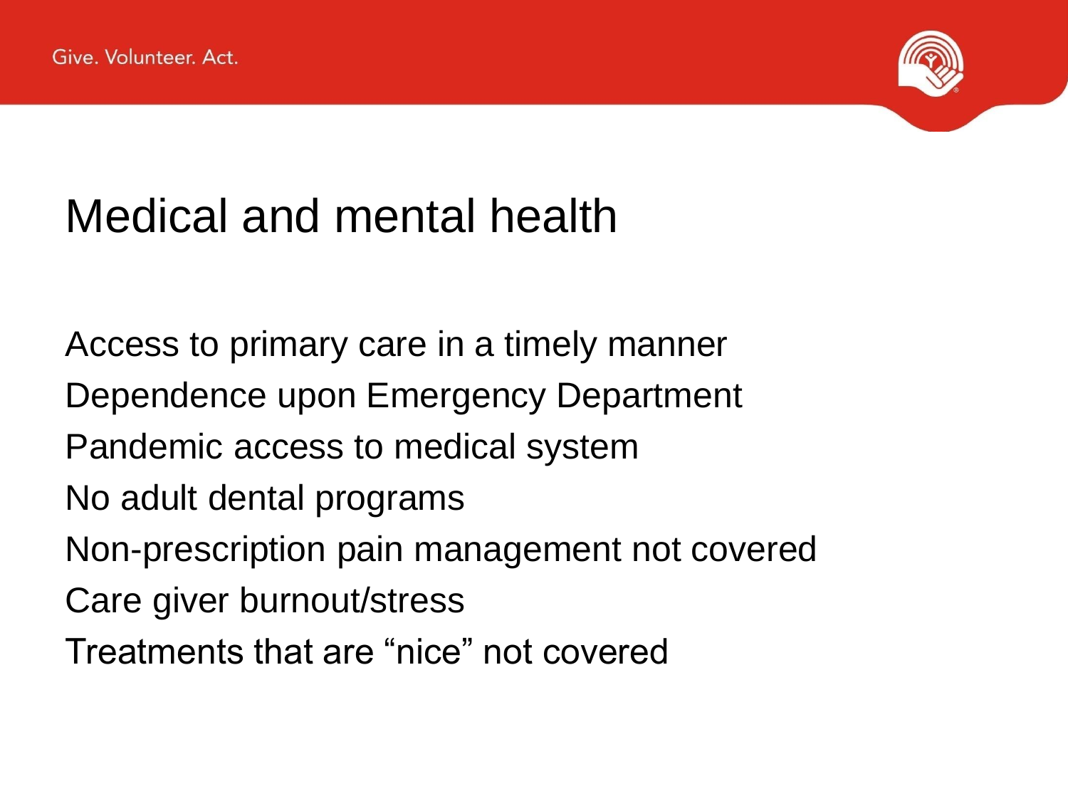# Medical and mental health

Access to primary care in a timely manner

Dependence upon Emergency Department

Pandemic access to medical system

No adult dental programs

Non-prescription pain management not covered

Care giver burnout/stress

Treatments that are “nice” not covered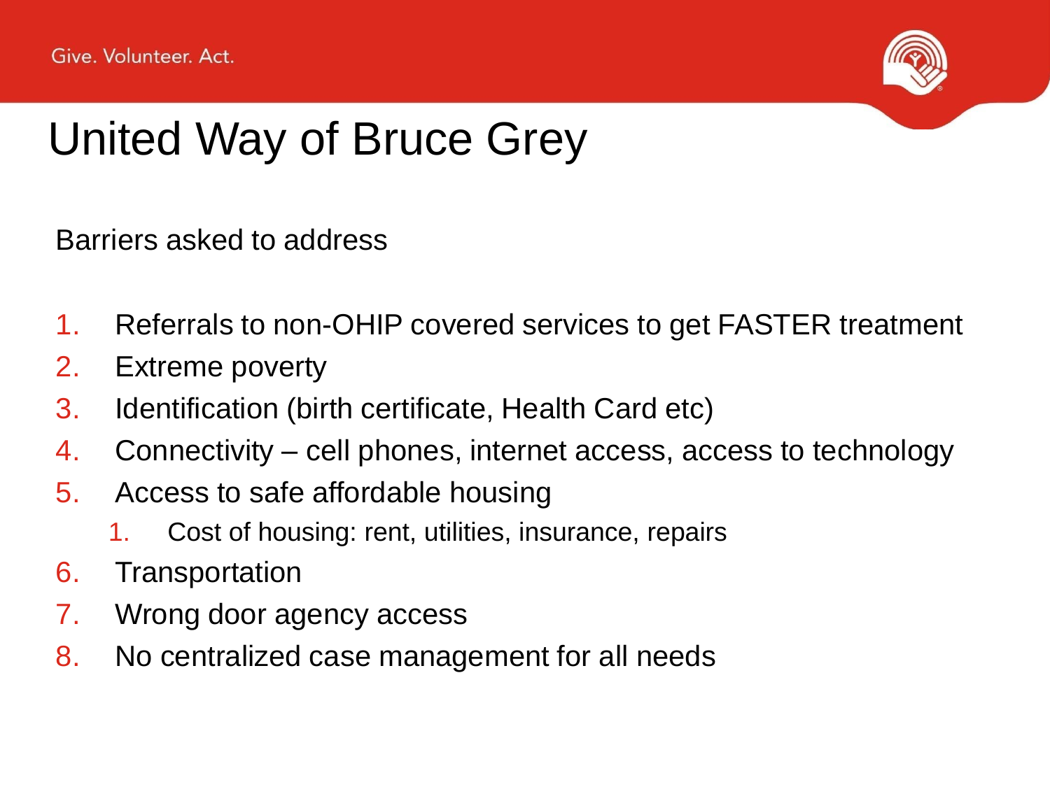# United Way of Bruce Grey

Barriers asked to address

1. Referrals to non-OHIP covered services to get FASTER treatment
2. Extreme poverty
3. Identification (birth certificate, Health Card etc)
4. Connectivity – cell phones, internet access, access to technology
5. Access to safe affordable housing
    1. Cost of housing: rent, utilities, insurance, repairs
6. Transportation
7. Wrong door agency access
8. No centralized case management for all needs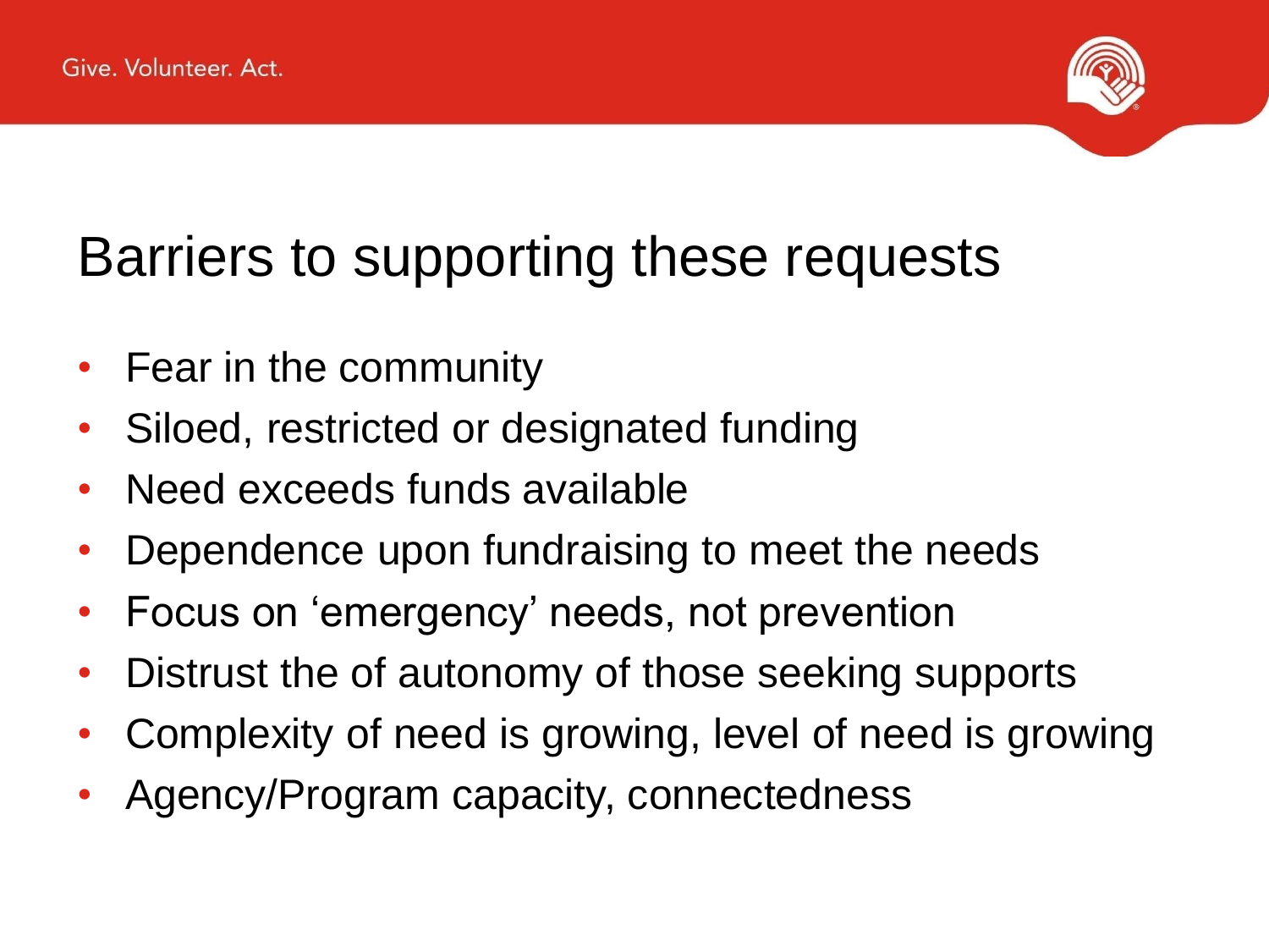# Barriers to supporting these requests

- Fear in the community
- Siloed, restricted or designated funding
- Need exceeds funds available
- Dependence upon fundraising to meet the needs
- Focus on 'emergency' needs, not prevention
- Distrust the of autonomy of those seeking supports
- Complexity of need is growing, level of need is growing
- Agency/Program capacity, connectedness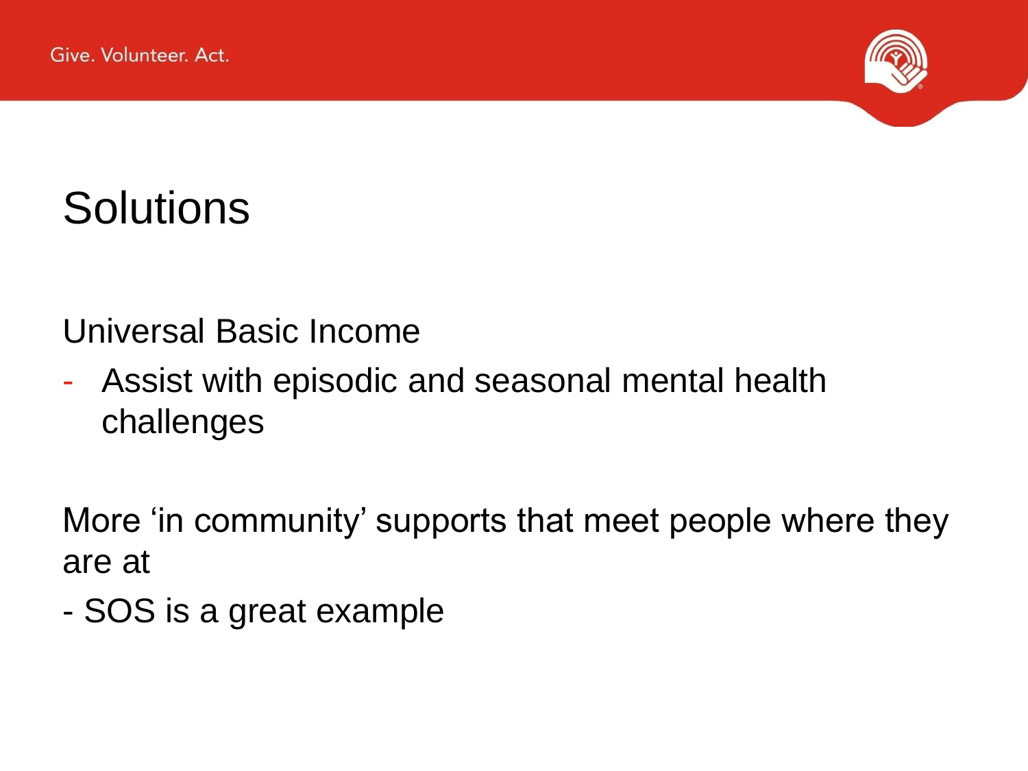# Solutions

Universal Basic Income

- Assist with episodic and seasonal mental health challenges

More 'in community' supports that meet people where they are at

- SOS is a great example